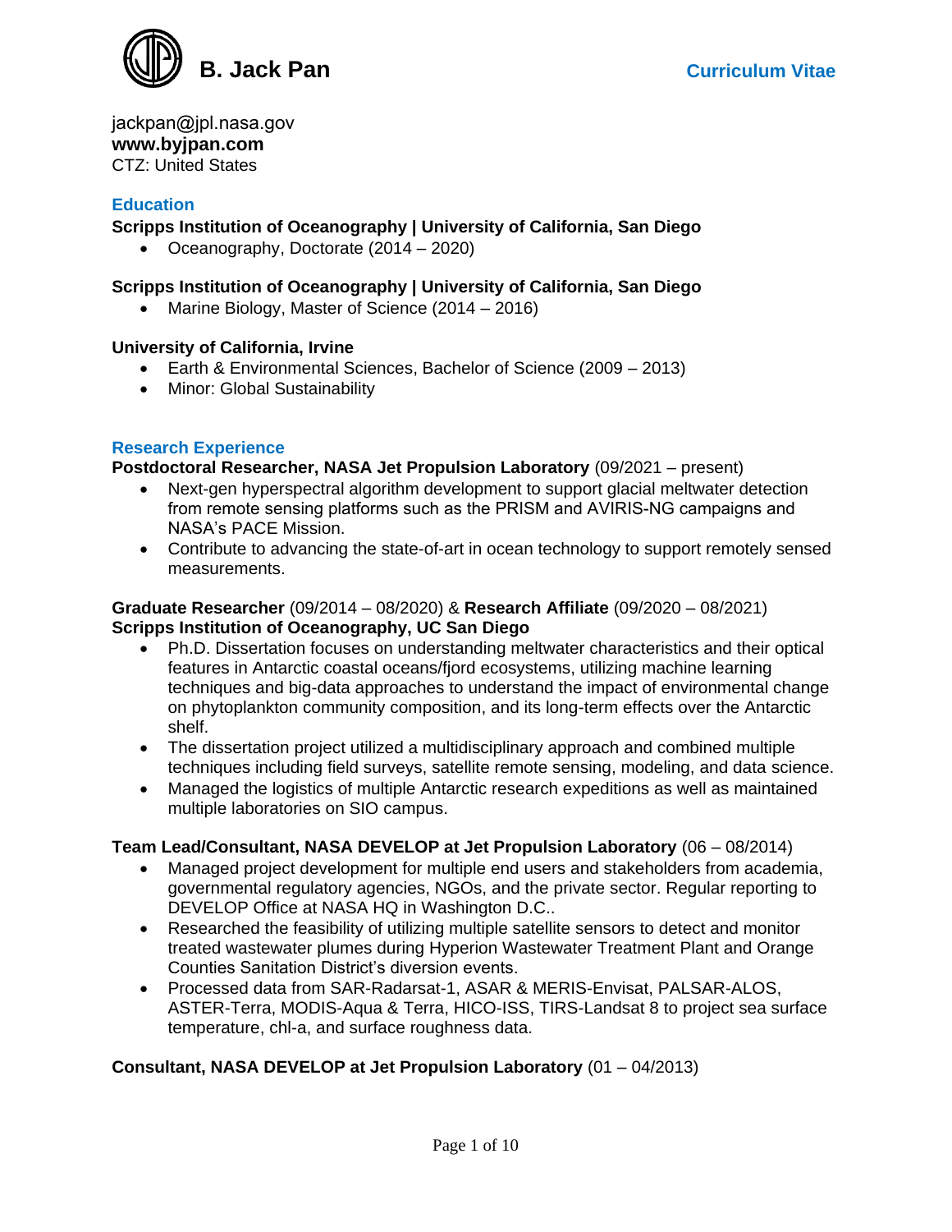# B. Jack Pan

**Curriculum Vitae**

jackpan@jpl.nasa.gov
**www.byjpan.com**
CTZ: United States

## Education

**Scripps Institution of Oceanography | University of California, San Diego**

- Oceanography, Doctorate (2014 – 2020)

**Scripps Institution of Oceanography | University of California, San Diego**

- Marine Biology, Master of Science (2014 – 2016)

**University of California, Irvine**

- Earth & Environmental Sciences, Bachelor of Science (2009 – 2013)
- Minor: Global Sustainability

## Research Experience

**Postdoctoral Researcher, NASA Jet Propulsion Laboratory** (09/2021 – present)

- Next-gen hyperspectral algorithm development to support glacial meltwater detection from remote sensing platforms such as the PRISM and AVIRIS-NG campaigns and NASA's PACE Mission.
- Contribute to advancing the state-of-art in ocean technology to support remotely sensed measurements.

**Graduate Researcher** (09/2014 – 08/2020) & **Research Affiliate** (09/2020 – 08/2021)
**Scripps Institution of Oceanography, UC San Diego**

- Ph.D. Dissertation focuses on understanding meltwater characteristics and their optical features in Antarctic coastal oceans/fjord ecosystems, utilizing machine learning techniques and big-data approaches to understand the impact of environmental change on phytoplankton community composition, and its long-term effects over the Antarctic shelf.
- The dissertation project utilized a multidisciplinary approach and combined multiple techniques including field surveys, satellite remote sensing, modeling, and data science.
- Managed the logistics of multiple Antarctic research expeditions as well as maintained multiple laboratories on SIO campus.

**Team Lead/Consultant, NASA DEVELOP at Jet Propulsion Laboratory** (06 – 08/2014)

- Managed project development for multiple end users and stakeholders from academia, governmental regulatory agencies, NGOs, and the private sector. Regular reporting to DEVELOP Office at NASA HQ in Washington D.C..
- Researched the feasibility of utilizing multiple satellite sensors to detect and monitor treated wastewater plumes during Hyperion Wastewater Treatment Plant and Orange Counties Sanitation District's diversion events.
- Processed data from SAR-Radarsat-1, ASAR & MERIS-Envisat, PALSAR-ALOS, ASTER-Terra, MODIS-Aqua & Terra, HICO-ISS, TIRS-Landsat 8 to project sea surface temperature, chl-a, and surface roughness data.

**Consultant, NASA DEVELOP at Jet Propulsion Laboratory** (01 – 04/2013)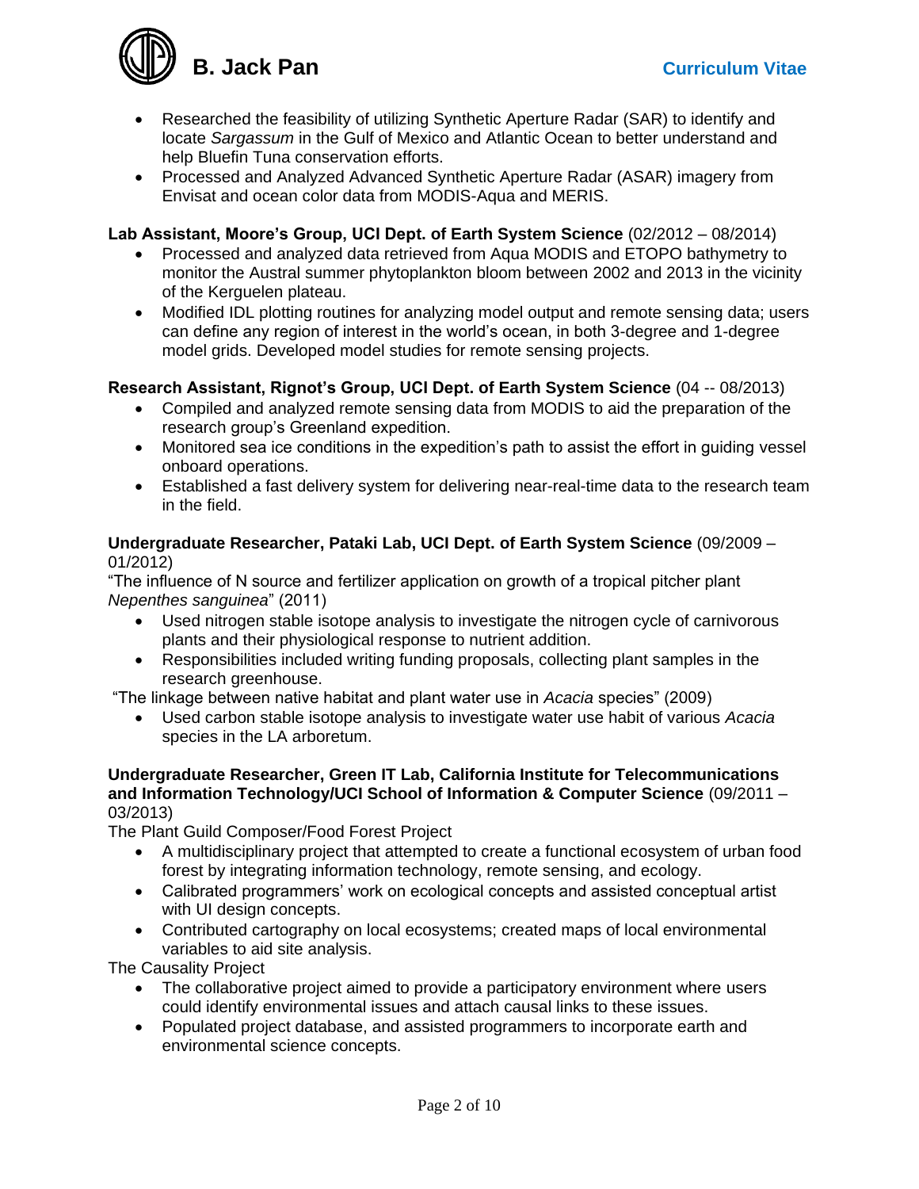- Researched the feasibility of utilizing Synthetic Aperture Radar (SAR) to identify and locate *Sargassum* in the Gulf of Mexico and Atlantic Ocean to better understand and help Bluefin Tuna conservation efforts.
- Processed and Analyzed Advanced Synthetic Aperture Radar (ASAR) imagery from Envisat and ocean color data from MODIS-Aqua and MERIS.

**Lab Assistant, Moore's Group, UCI Dept. of Earth System Science** (02/2012 – 08/2014)

- Processed and analyzed data retrieved from Aqua MODIS and ETOPO bathymetry to monitor the Austral summer phytoplankton bloom between 2002 and 2013 in the vicinity of the Kerguelen plateau.
- Modified IDL plotting routines for analyzing model output and remote sensing data; users can define any region of interest in the world's ocean, in both 3-degree and 1-degree model grids. Developed model studies for remote sensing projects.

**Research Assistant, Rignot's Group, UCI Dept. of Earth System Science** (04 -- 08/2013)

- Compiled and analyzed remote sensing data from MODIS to aid the preparation of the research group's Greenland expedition.
- Monitored sea ice conditions in the expedition's path to assist the effort in guiding vessel onboard operations.
- Established a fast delivery system for delivering near-real-time data to the research team in the field.

**Undergraduate Researcher, Pataki Lab, UCI Dept. of Earth System Science** (09/2009 – 01/2012)

"The influence of N source and fertilizer application on growth of a tropical pitcher plant *Nepenthes sanguinea*" (2011)

- Used nitrogen stable isotope analysis to investigate the nitrogen cycle of carnivorous plants and their physiological response to nutrient addition.
- Responsibilities included writing funding proposals, collecting plant samples in the research greenhouse.

"The linkage between native habitat and plant water use in *Acacia* species" (2009)

- Used carbon stable isotope analysis to investigate water use habit of various *Acacia* species in the LA arboretum.

**Undergraduate Researcher, Green IT Lab, California Institute for Telecommunications and Information Technology/UCI School of Information & Computer Science** (09/2011 – 03/2013)

The Plant Guild Composer/Food Forest Project

- A multidisciplinary project that attempted to create a functional ecosystem of urban food forest by integrating information technology, remote sensing, and ecology.
- Calibrated programmers' work on ecological concepts and assisted conceptual artist with UI design concepts.
- Contributed cartography on local ecosystems; created maps of local environmental variables to aid site analysis.

The Causality Project

- The collaborative project aimed to provide a participatory environment where users could identify environmental issues and attach causal links to these issues.
- Populated project database, and assisted programmers to incorporate earth and environmental science concepts.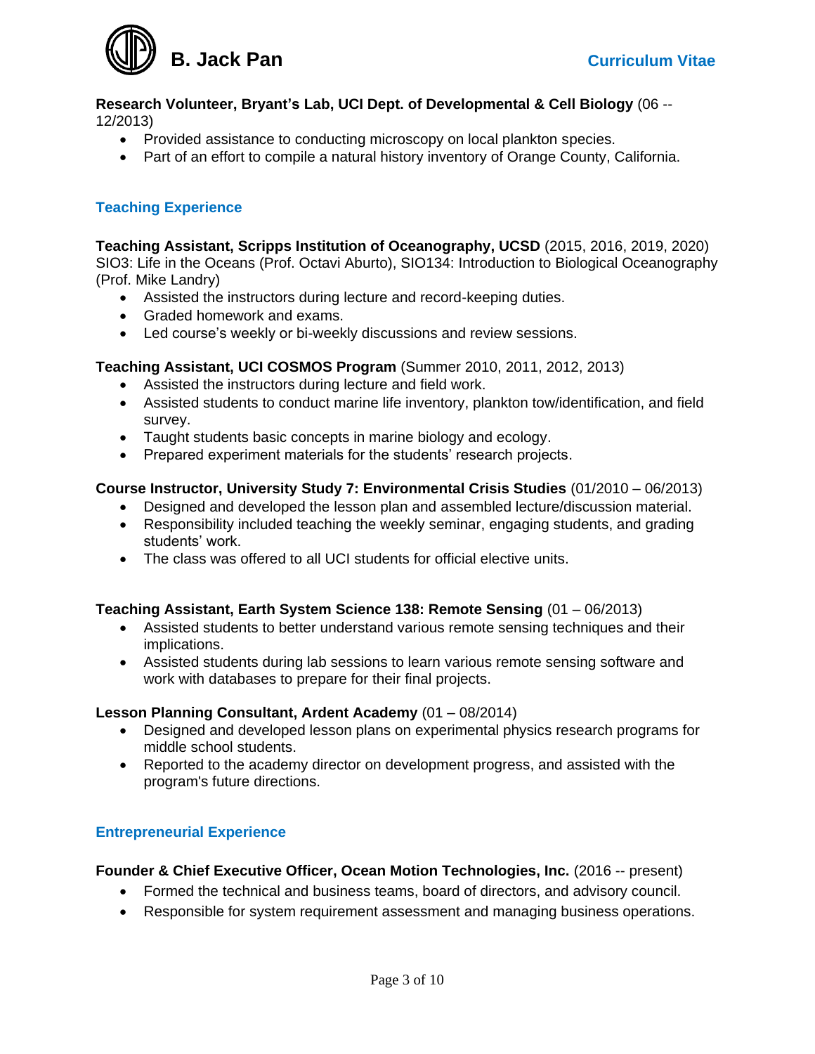**Research Volunteer, Bryant's Lab, UCI Dept. of Developmental & Cell Biology** (06 -- 12/2013)

- Provided assistance to conducting microscopy on local plankton species.
- Part of an effort to compile a natural history inventory of Orange County, California.

## Teaching Experience

**Teaching Assistant, Scripps Institution of Oceanography, UCSD** (2015, 2016, 2019, 2020)
SIO3: Life in the Oceans (Prof. Octavi Aburto), SIO134: Introduction to Biological Oceanography (Prof. Mike Landry)

- Assisted the instructors during lecture and record-keeping duties.
- Graded homework and exams.
- Led course's weekly or bi-weekly discussions and review sessions.

**Teaching Assistant, UCI COSMOS Program** (Summer 2010, 2011, 2012, 2013)

- Assisted the instructors during lecture and field work.
- Assisted students to conduct marine life inventory, plankton tow/identification, and field survey.
- Taught students basic concepts in marine biology and ecology.
- Prepared experiment materials for the students' research projects.

**Course Instructor, University Study 7: Environmental Crisis Studies** (01/2010 – 06/2013)

- Designed and developed the lesson plan and assembled lecture/discussion material.
- Responsibility included teaching the weekly seminar, engaging students, and grading students' work.
- The class was offered to all UCI students for official elective units.

**Teaching Assistant, Earth System Science 138: Remote Sensing** (01 – 06/2013)

- Assisted students to better understand various remote sensing techniques and their implications.
- Assisted students during lab sessions to learn various remote sensing software and work with databases to prepare for their final projects.

**Lesson Planning Consultant, Ardent Academy** (01 – 08/2014)

- Designed and developed lesson plans on experimental physics research programs for middle school students.
- Reported to the academy director on development progress, and assisted with the program's future directions.

## Entrepreneurial Experience

**Founder & Chief Executive Officer, Ocean Motion Technologies, Inc.** (2016 -- present)

- Formed the technical and business teams, board of directors, and advisory council.
- Responsible for system requirement assessment and managing business operations.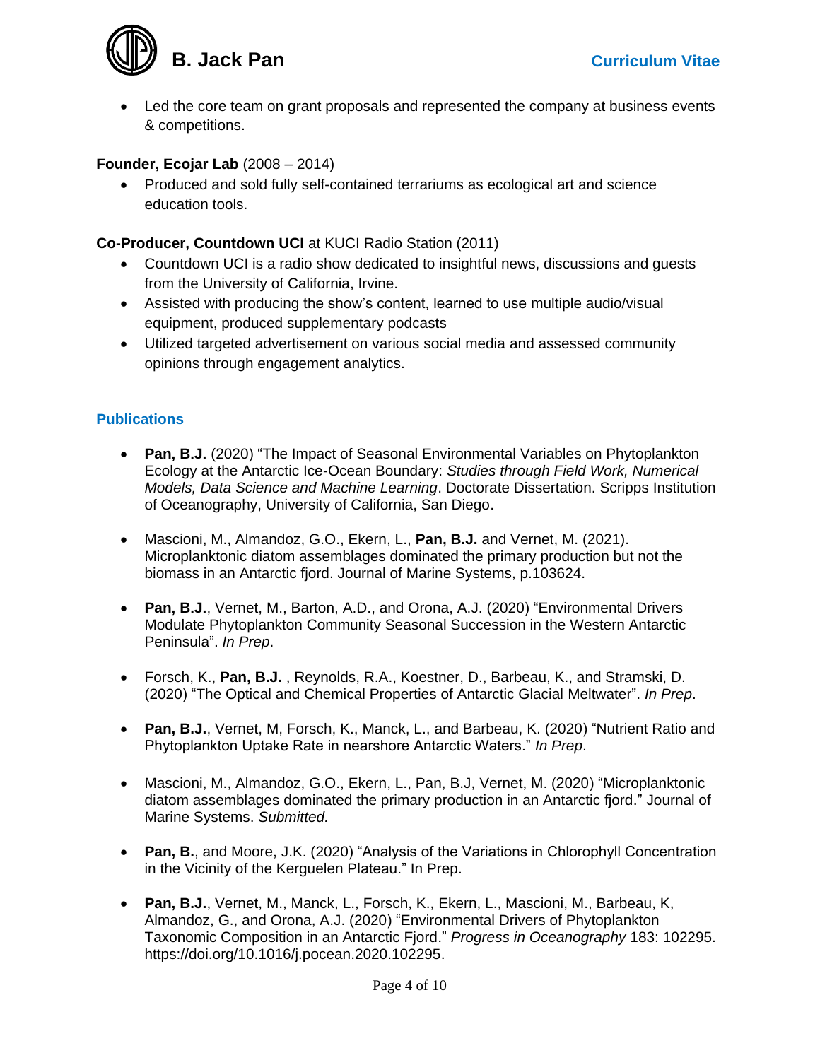- Led the core team on grant proposals and represented the company at business events & competitions.

**Founder, Ecojar Lab** (2008 – 2014)

- Produced and sold fully self-contained terrariums as ecological art and science education tools.

**Co-Producer, Countdown UCI** at KUCI Radio Station (2011)

- Countdown UCI is a radio show dedicated to insightful news, discussions and guests from the University of California, Irvine.
- Assisted with producing the show's content, learned to use multiple audio/visual equipment, produced supplementary podcasts
- Utilized targeted advertisement on various social media and assessed community opinions through engagement analytics.

## Publications

- **Pan, B.J.** (2020) "The Impact of Seasonal Environmental Variables on Phytoplankton Ecology at the Antarctic Ice-Ocean Boundary: *Studies through Field Work, Numerical Models, Data Science and Machine Learning*. Doctorate Dissertation. Scripps Institution of Oceanography, University of California, San Diego.

- Mascioni, M., Almandoz, G.O., Ekern, L., **Pan, B.J.** and Vernet, M. (2021). Microplanktonic diatom assemblages dominated the primary production but not the biomass in an Antarctic fjord. Journal of Marine Systems, p.103624.

- **Pan, B.J.**, Vernet, M., Barton, A.D., and Orona, A.J. (2020) "Environmental Drivers Modulate Phytoplankton Community Seasonal Succession in the Western Antarctic Peninsula". *In Prep*.

- Forsch, K., **Pan, B.J.** , Reynolds, R.A., Koestner, D., Barbeau, K., and Stramski, D. (2020) "The Optical and Chemical Properties of Antarctic Glacial Meltwater". *In Prep*.

- **Pan, B.J.**, Vernet, M, Forsch, K., Manck, L., and Barbeau, K. (2020) "Nutrient Ratio and Phytoplankton Uptake Rate in nearshore Antarctic Waters." *In Prep*.

- Mascioni, M., Almandoz, G.O., Ekern, L., Pan, B.J, Vernet, M. (2020) "Microplanktonic diatom assemblages dominated the primary production in an Antarctic fjord." Journal of Marine Systems. *Submitted.*

- **Pan, B.**, and Moore, J.K. (2020) "Analysis of the Variations in Chlorophyll Concentration in the Vicinity of the Kerguelen Plateau." In Prep.

- **Pan, B.J.**, Vernet, M., Manck, L., Forsch, K., Ekern, L., Mascioni, M., Barbeau, K, Almandoz, G., and Orona, A.J. (2020) "Environmental Drivers of Phytoplankton Taxonomic Composition in an Antarctic Fjord." *Progress in Oceanography* 183: 102295. https://doi.org/10.1016/j.pocean.2020.102295.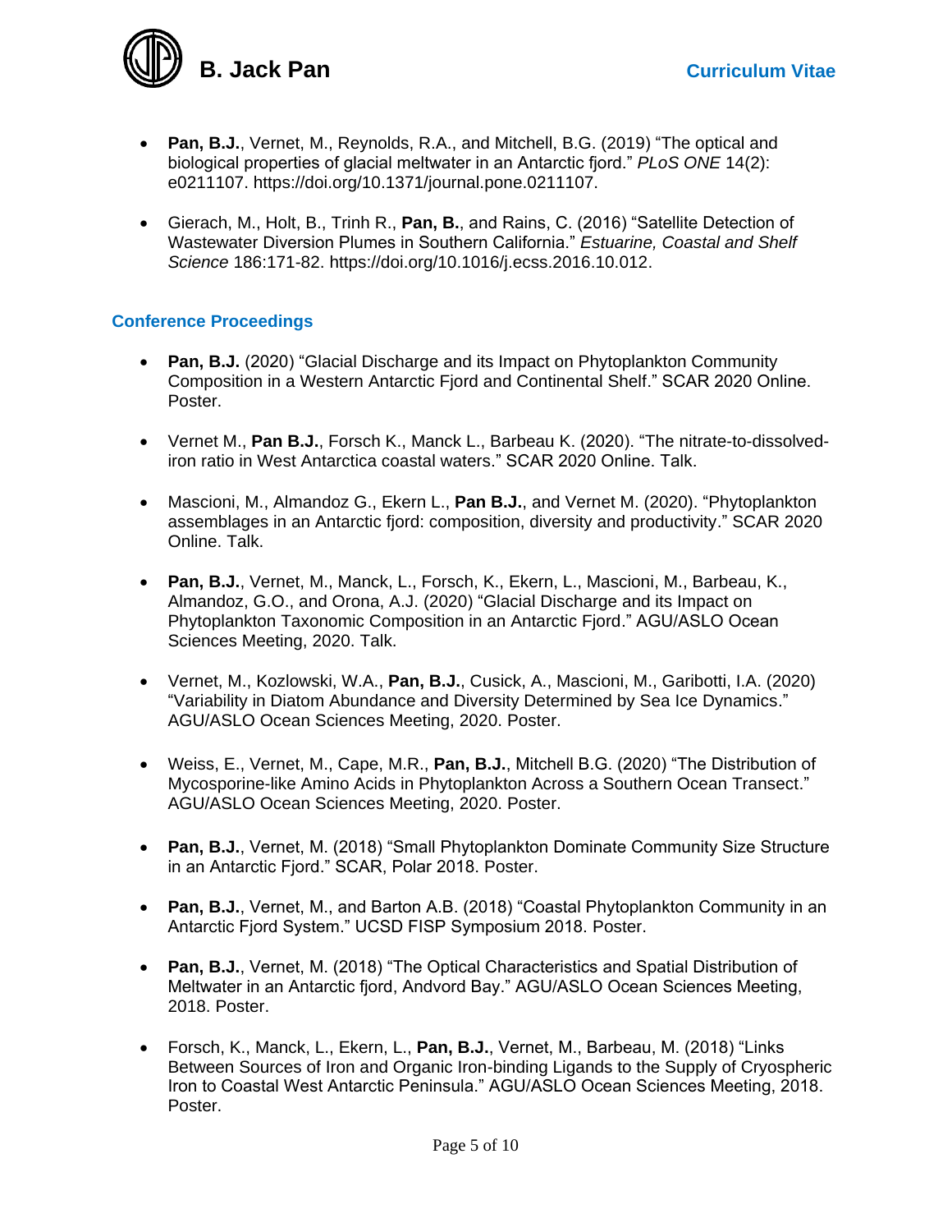- **Pan, B.J.**, Vernet, M., Reynolds, R.A., and Mitchell, B.G. (2019) "The optical and biological properties of glacial meltwater in an Antarctic fjord." *PLoS ONE* 14(2): e0211107. https://doi.org/10.1371/journal.pone.0211107.

- Gierach, M., Holt, B., Trinh R., **Pan, B.**, and Rains, C. (2016) "Satellite Detection of Wastewater Diversion Plumes in Southern California." *Estuarine, Coastal and Shelf Science* 186:171-82. https://doi.org/10.1016/j.ecss.2016.10.012.

## Conference Proceedings

- **Pan, B.J.** (2020) "Glacial Discharge and its Impact on Phytoplankton Community Composition in a Western Antarctic Fjord and Continental Shelf." SCAR 2020 Online. Poster.

- Vernet M., **Pan B.J.**, Forsch K., Manck L., Barbeau K. (2020). "The nitrate-to-dissolved-iron ratio in West Antarctica coastal waters." SCAR 2020 Online. Talk.

- Mascioni, M., Almandoz G., Ekern L., **Pan B.J.**, and Vernet M. (2020). "Phytoplankton assemblages in an Antarctic fjord: composition, diversity and productivity." SCAR 2020 Online. Talk.

- **Pan, B.J.**, Vernet, M., Manck, L., Forsch, K., Ekern, L., Mascioni, M., Barbeau, K., Almandoz, G.O., and Orona, A.J. (2020) "Glacial Discharge and its Impact on Phytoplankton Taxonomic Composition in an Antarctic Fjord." AGU/ASLO Ocean Sciences Meeting, 2020. Talk.

- Vernet, M., Kozlowski, W.A., **Pan, B.J.**, Cusick, A., Mascioni, M., Garibotti, I.A. (2020) "Variability in Diatom Abundance and Diversity Determined by Sea Ice Dynamics." AGU/ASLO Ocean Sciences Meeting, 2020. Poster.

- Weiss, E., Vernet, M., Cape, M.R., **Pan, B.J.**, Mitchell B.G. (2020) "The Distribution of Mycosporine-like Amino Acids in Phytoplankton Across a Southern Ocean Transect." AGU/ASLO Ocean Sciences Meeting, 2020. Poster.

- **Pan, B.J.**, Vernet, M. (2018) "Small Phytoplankton Dominate Community Size Structure in an Antarctic Fjord." SCAR, Polar 2018. Poster.

- **Pan, B.J.**, Vernet, M., and Barton A.B. (2018) "Coastal Phytoplankton Community in an Antarctic Fjord System." UCSD FISP Symposium 2018. Poster.

- **Pan, B.J.**, Vernet, M. (2018) "The Optical Characteristics and Spatial Distribution of Meltwater in an Antarctic fjord, Andvord Bay." AGU/ASLO Ocean Sciences Meeting, 2018. Poster.

- Forsch, K., Manck, L., Ekern, L., **Pan, B.J.**, Vernet, M., Barbeau, M. (2018) "Links Between Sources of Iron and Organic Iron-binding Ligands to the Supply of Cryospheric Iron to Coastal West Antarctic Peninsula." AGU/ASLO Ocean Sciences Meeting, 2018. Poster.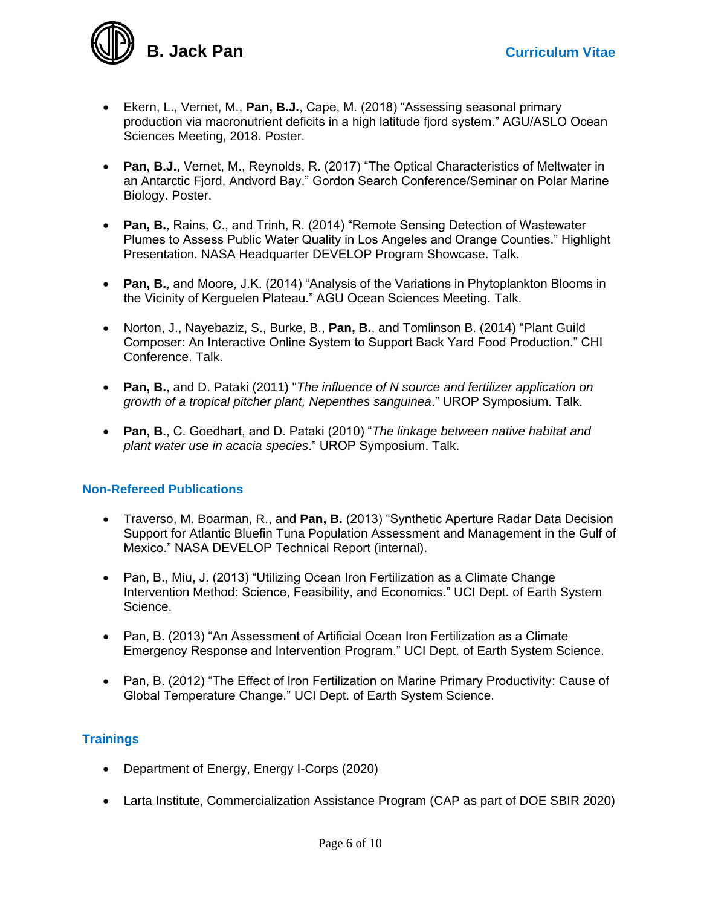- Ekern, L., Vernet, M., **Pan, B.J.**, Cape, M. (2018) "Assessing seasonal primary production via macronutrient deficits in a high latitude fjord system." AGU/ASLO Ocean Sciences Meeting, 2018. Poster.

- **Pan, B.J.**, Vernet, M., Reynolds, R. (2017) "The Optical Characteristics of Meltwater in an Antarctic Fjord, Andvord Bay." Gordon Search Conference/Seminar on Polar Marine Biology. Poster.

- **Pan, B.**, Rains, C., and Trinh, R. (2014) "Remote Sensing Detection of Wastewater Plumes to Assess Public Water Quality in Los Angeles and Orange Counties." Highlight Presentation. NASA Headquarter DEVELOP Program Showcase. Talk.

- **Pan, B.**, and Moore, J.K. (2014) "Analysis of the Variations in Phytoplankton Blooms in the Vicinity of Kerguelen Plateau." AGU Ocean Sciences Meeting. Talk.

- Norton, J., Nayebaziz, S., Burke, B., **Pan, B.**, and Tomlinson B. (2014) "Plant Guild Composer: An Interactive Online System to Support Back Yard Food Production." CHI Conference. Talk.

- **Pan, B.**, and D. Pataki (2011) "*The influence of N source and fertilizer application on growth of a tropical pitcher plant, Nepenthes sanguinea*." UROP Symposium. Talk.

- **Pan, B.**, C. Goedhart, and D. Pataki (2010) "*The linkage between native habitat and plant water use in acacia species*." UROP Symposium. Talk.

## Non-Refereed Publications

- Traverso, M. Boarman, R., and **Pan, B.** (2013) "Synthetic Aperture Radar Data Decision Support for Atlantic Bluefin Tuna Population Assessment and Management in the Gulf of Mexico." NASA DEVELOP Technical Report (internal).

- Pan, B., Miu, J. (2013) "Utilizing Ocean Iron Fertilization as a Climate Change Intervention Method: Science, Feasibility, and Economics." UCI Dept. of Earth System Science.

- Pan, B. (2013) "An Assessment of Artificial Ocean Iron Fertilization as a Climate Emergency Response and Intervention Program." UCI Dept. of Earth System Science.

- Pan, B. (2012) "The Effect of Iron Fertilization on Marine Primary Productivity: Cause of Global Temperature Change." UCI Dept. of Earth System Science.

## Trainings

- Department of Energy, Energy I-Corps (2020)

- Larta Institute, Commercialization Assistance Program (CAP as part of DOE SBIR 2020)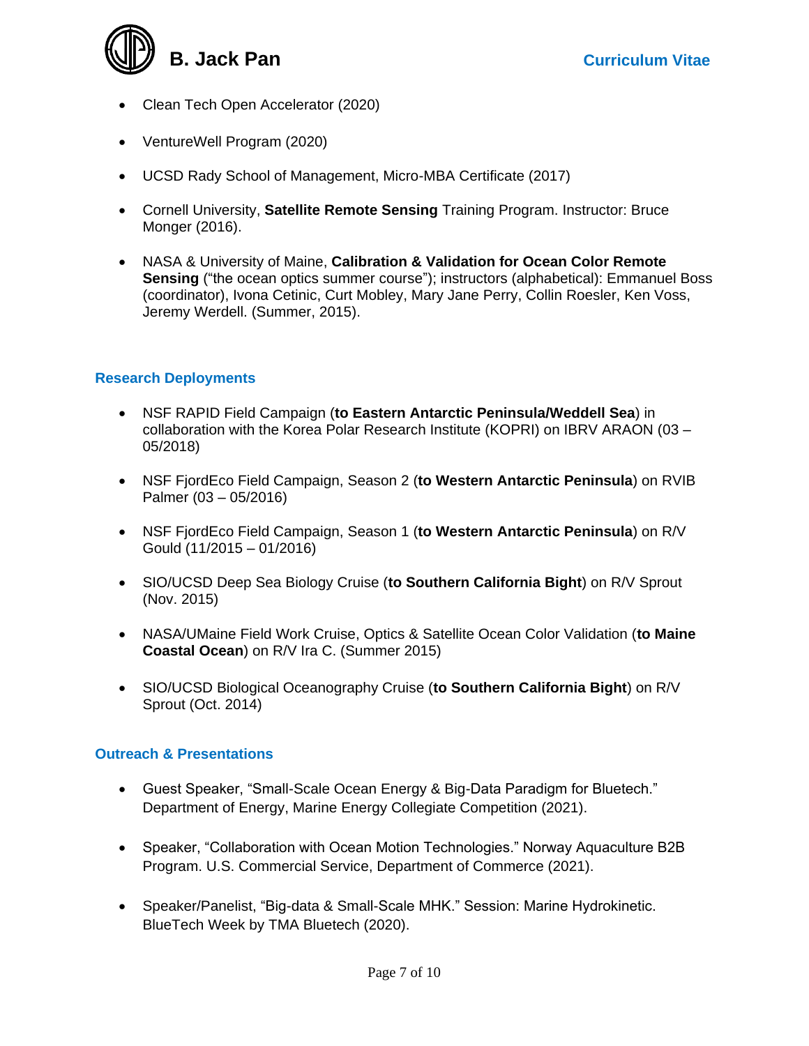- Clean Tech Open Accelerator (2020)
- VentureWell Program (2020)
- UCSD Rady School of Management, Micro-MBA Certificate (2017)
- Cornell University, **Satellite Remote Sensing** Training Program. Instructor: Bruce Monger (2016).
- NASA & University of Maine, **Calibration & Validation for Ocean Color Remote Sensing** ("the ocean optics summer course"); instructors (alphabetical): Emmanuel Boss (coordinator), Ivona Cetinic, Curt Mobley, Mary Jane Perry, Collin Roesler, Ken Voss, Jeremy Werdell. (Summer, 2015).

## Research Deployments

- NSF RAPID Field Campaign (**to Eastern Antarctic Peninsula/Weddell Sea**) in collaboration with the Korea Polar Research Institute (KOPRI) on IBRV ARAON (03 – 05/2018)
- NSF FjordEco Field Campaign, Season 2 (**to Western Antarctic Peninsula**) on RVIB Palmer (03 – 05/2016)
- NSF FjordEco Field Campaign, Season 1 (**to Western Antarctic Peninsula**) on R/V Gould (11/2015 – 01/2016)
- SIO/UCSD Deep Sea Biology Cruise (**to Southern California Bight**) on R/V Sprout (Nov. 2015)
- NASA/UMaine Field Work Cruise, Optics & Satellite Ocean Color Validation (**to Maine Coastal Ocean**) on R/V Ira C. (Summer 2015)
- SIO/UCSD Biological Oceanography Cruise (**to Southern California Bight**) on R/V Sprout (Oct. 2014)

## Outreach & Presentations

- Guest Speaker, "Small-Scale Ocean Energy & Big-Data Paradigm for Bluetech." Department of Energy, Marine Energy Collegiate Competition (2021).
- Speaker, "Collaboration with Ocean Motion Technologies." Norway Aquaculture B2B Program. U.S. Commercial Service, Department of Commerce (2021).
- Speaker/Panelist, "Big-data & Small-Scale MHK." Session: Marine Hydrokinetic. BlueTech Week by TMA Bluetech (2020).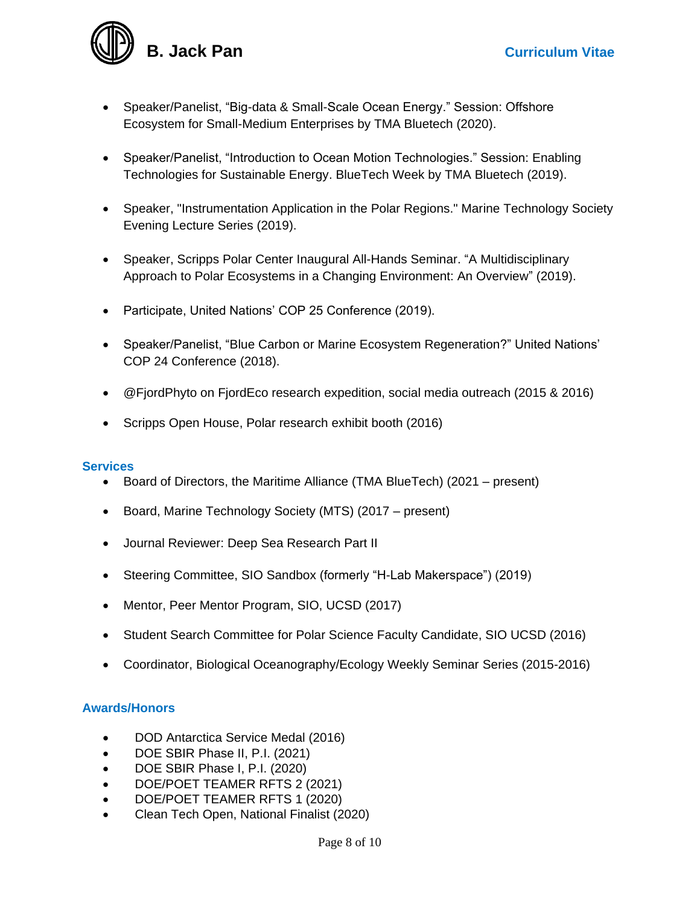- Speaker/Panelist, “Big-data & Small-Scale Ocean Energy.” Session: Offshore Ecosystem for Small-Medium Enterprises by TMA Bluetech (2020).

- Speaker/Panelist, “Introduction to Ocean Motion Technologies.” Session: Enabling Technologies for Sustainable Energy. BlueTech Week by TMA Bluetech (2019).

- Speaker, "Instrumentation Application in the Polar Regions." Marine Technology Society Evening Lecture Series (2019).

- Speaker, Scripps Polar Center Inaugural All-Hands Seminar. “A Multidisciplinary Approach to Polar Ecosystems in a Changing Environment: An Overview” (2019).

- Participate, United Nations’ COP 25 Conference (2019).

- Speaker/Panelist, “Blue Carbon or Marine Ecosystem Regeneration?” United Nations’ COP 24 Conference (2018).

- @FjordPhyto on FjordEco research expedition, social media outreach (2015 & 2016)

- Scripps Open House, Polar research exhibit booth (2016)

## Services

- Board of Directors, the Maritime Alliance (TMA BlueTech) (2021 – present)

- Board, Marine Technology Society (MTS) (2017 – present)

- Journal Reviewer: Deep Sea Research Part II

- Steering Committee, SIO Sandbox (formerly “H-Lab Makerspace”) (2019)

- Mentor, Peer Mentor Program, SIO, UCSD (2017)

- Student Search Committee for Polar Science Faculty Candidate, SIO UCSD (2016)

- Coordinator, Biological Oceanography/Ecology Weekly Seminar Series (2015-2016)

## Awards/Honors

- DOD Antarctica Service Medal (2016)
- DOE SBIR Phase II, P.I. (2021)
- DOE SBIR Phase I, P.I. (2020)
- DOE/POET TEAMER RFTS 2 (2021)
- DOE/POET TEAMER RFTS 1 (2020)
- Clean Tech Open, National Finalist (2020)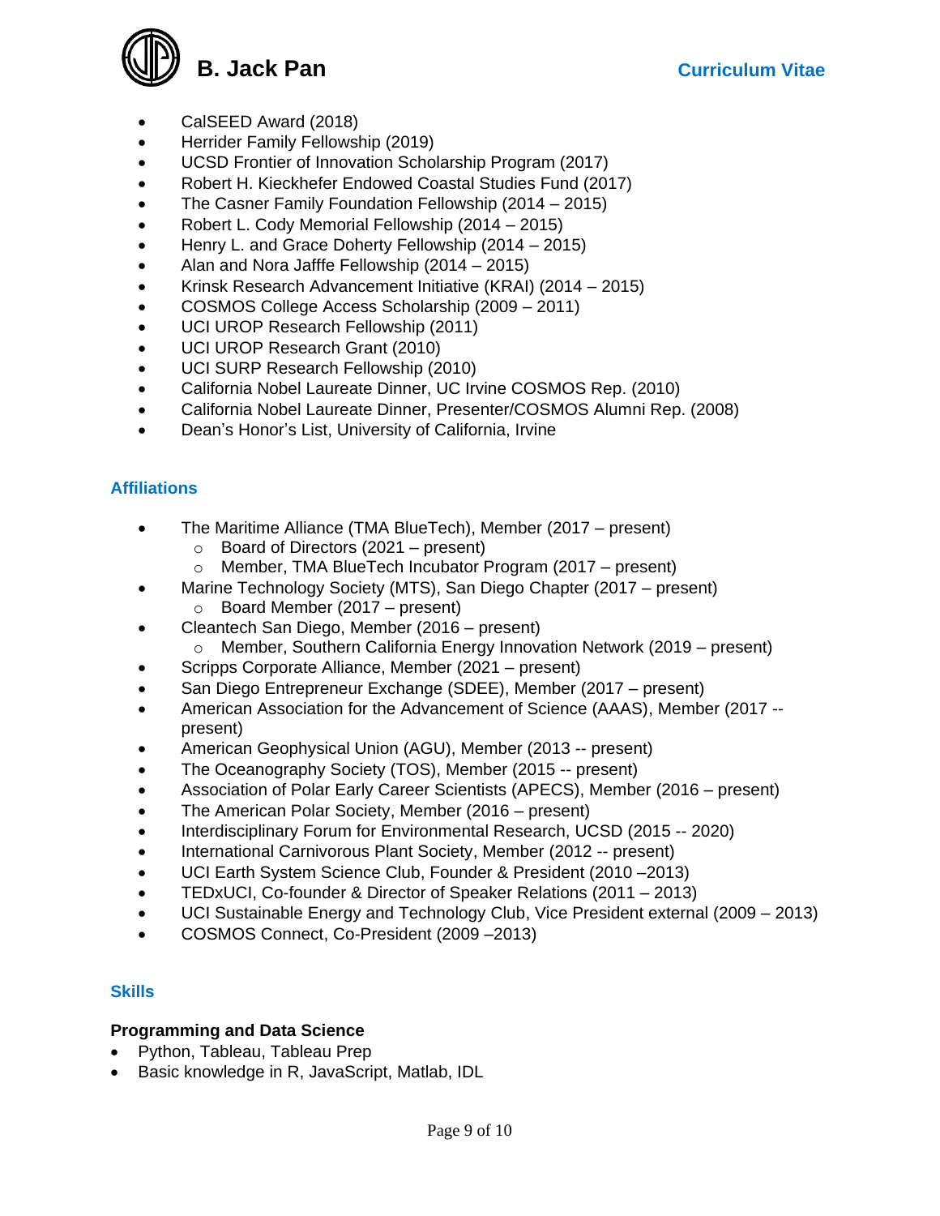- CalSEED Award (2018)
- Herrider Family Fellowship (2019)
- UCSD Frontier of Innovation Scholarship Program (2017)
- Robert H. Kieckhefer Endowed Coastal Studies Fund (2017)
- The Casner Family Foundation Fellowship (2014 – 2015)
- Robert L. Cody Memorial Fellowship (2014 – 2015)
- Henry L. and Grace Doherty Fellowship (2014 – 2015)
- Alan and Nora Jafffe Fellowship (2014 – 2015)
- Krinsk Research Advancement Initiative (KRAI) (2014 – 2015)
- COSMOS College Access Scholarship (2009 – 2011)
- UCI UROP Research Fellowship (2011)
- UCI UROP Research Grant (2010)
- UCI SURP Research Fellowship (2010)
- California Nobel Laureate Dinner, UC Irvine COSMOS Rep. (2010)
- California Nobel Laureate Dinner, Presenter/COSMOS Alumni Rep. (2008)
- Dean's Honor's List, University of California, Irvine

## Affiliations

- The Maritime Alliance (TMA BlueTech), Member (2017 – present)
  - Board of Directors (2021 – present)
  - Member, TMA BlueTech Incubator Program (2017 – present)
- Marine Technology Society (MTS), San Diego Chapter (2017 – present)
  - Board Member (2017 – present)
- Cleantech San Diego, Member (2016 – present)
  - Member, Southern California Energy Innovation Network (2019 – present)
- Scripps Corporate Alliance, Member (2021 – present)
- San Diego Entrepreneur Exchange (SDEE), Member (2017 – present)
- American Association for the Advancement of Science (AAAS), Member (2017 -- present)
- American Geophysical Union (AGU), Member (2013 -- present)
- The Oceanography Society (TOS), Member (2015 -- present)
- Association of Polar Early Career Scientists (APECS), Member (2016 – present)
- The American Polar Society, Member (2016 – present)
- Interdisciplinary Forum for Environmental Research, UCSD (2015 -- 2020)
- International Carnivorous Plant Society, Member (2012 -- present)
- UCI Earth System Science Club, Founder & President (2010 –2013)
- TEDxUCI, Co-founder & Director of Speaker Relations (2011 – 2013)
- UCI Sustainable Energy and Technology Club, Vice President external (2009 – 2013)
- COSMOS Connect, Co-President (2009 –2013)

## Skills

### Programming and Data Science

- Python, Tableau, Tableau Prep
- Basic knowledge in R, JavaScript, Matlab, IDL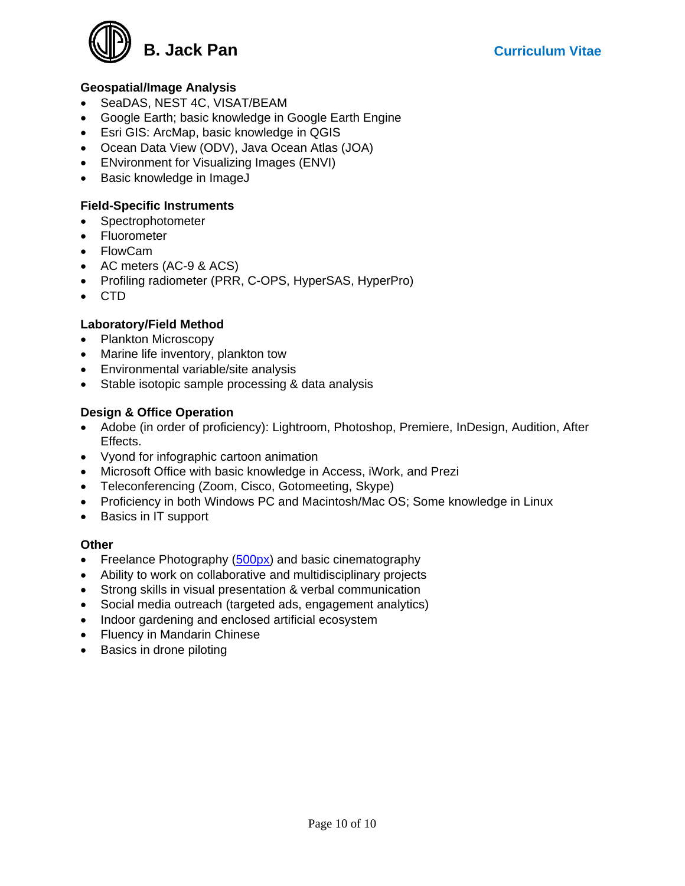### Geospatial/Image Analysis

- SeaDAS, NEST 4C, VISAT/BEAM
- Google Earth; basic knowledge in Google Earth Engine
- Esri GIS: ArcMap, basic knowledge in QGIS
- Ocean Data View (ODV), Java Ocean Atlas (JOA)
- ENvironment for Visualizing Images (ENVI)
- Basic knowledge in ImageJ

### Field-Specific Instruments

- Spectrophotometer
- Fluorometer
- FlowCam
- AC meters (AC-9 & ACS)
- Profiling radiometer (PRR, C-OPS, HyperSAS, HyperPro)
- CTD

### Laboratory/Field Method

- Plankton Microscopy
- Marine life inventory, plankton tow
- Environmental variable/site analysis
- Stable isotopic sample processing & data analysis

### Design & Office Operation

- Adobe (in order of proficiency): Lightroom, Photoshop, Premiere, InDesign, Audition, After Effects.
- Vyond for infographic cartoon animation
- Microsoft Office with basic knowledge in Access, iWork, and Prezi
- Teleconferencing (Zoom, Cisco, Gotomeeting, Skype)
- Proficiency in both Windows PC and Macintosh/Mac OS; Some knowledge in Linux
- Basics in IT support

### Other

- Freelance Photography (500px) and basic cinematography
- Ability to work on collaborative and multidisciplinary projects
- Strong skills in visual presentation & verbal communication
- Social media outreach (targeted ads, engagement analytics)
- Indoor gardening and enclosed artificial ecosystem
- Fluency in Mandarin Chinese
- Basics in drone piloting